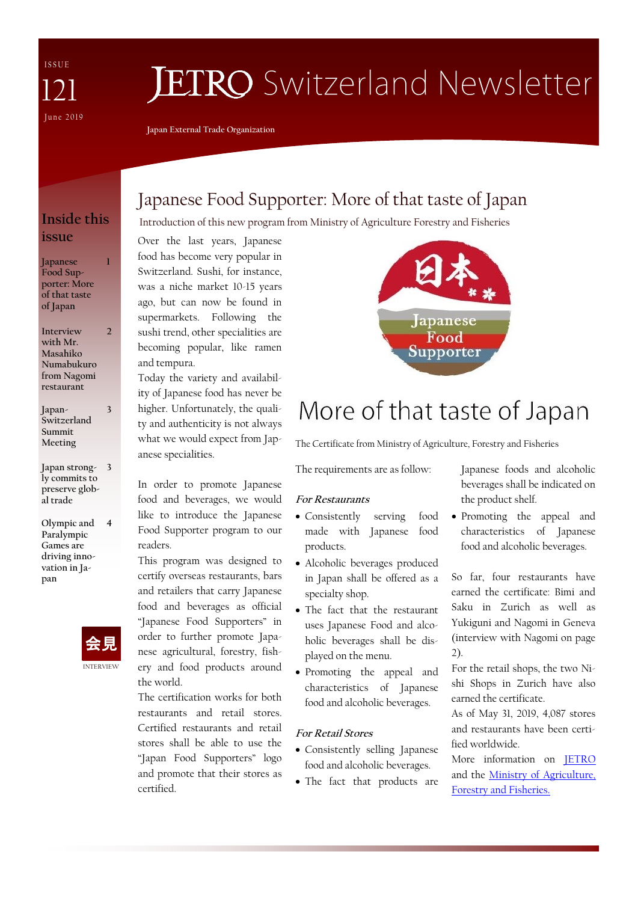ISSUE 121 June 2019

# JETRO Switzerland Newsletter

Japan External Trade Organization

## Inside this issue

| | |
|---|---|
| Japanese Food Supporter: More of that taste of Japan | 1 |
| Interview with Mr. Masahiko Numabukuro from Nagomi restaurant | 2 |
| Japan-Switzerland Summit Meeting | 3 |
| Japan strongly commits to preserve global trade | 3 |
| Olympic and Paralympic Games are driving innovation in Japan | 4 |

会見 INTERVIEW

# Japanese Food Supporter: More of that taste of Japan

Introduction of this new program from Ministry of Agriculture Forestry and Fisheries

Over the last years, Japanese food has become very popular in Switzerland. Sushi, for instance, was a niche market 10-15 years ago, but can now be found in supermarkets. Following the sushi trend, other specialities are becoming popular, like ramen and tempura.

Today the variety and availability of Japanese food has never be higher. Unfortunately, the quality and authenticity is not always what we would expect from Japanese specialities.

In order to promote Japanese food and beverages, we would like to introduce the Japanese Food Supporter program to our readers.

This program was designed to certify overseas restaurants, bars and retailers that carry Japanese food and beverages as official "Japanese Food Supporters" in order to further promote Japanese agricultural, forestry, fishery and food products around the world.

The certification works for both restaurants and retail stores. Certified restaurants and retail stores shall be able to use the "Japan Food Supporters" logo and promote that their stores as certified.

日本 Japanese Food Supporter

## More of that taste of Japan

The Certificate from Ministry of Agriculture, Forestry and Fisheries

The requirements are as follow:

***For Restaurants***

- Consistently serving food made with Japanese food products.
- Alcoholic beverages produced in Japan shall be offered as a specialty shop.
- The fact that the restaurant uses Japanese Food and alcoholic beverages shall be displayed on the menu.
- Promoting the appeal and characteristics of Japanese food and alcoholic beverages.

***For Retail Stores***

- Consistently selling Japanese food and alcoholic beverages.
- The fact that products are Japanese foods and alcoholic beverages shall be indicated on the product shelf.
- Promoting the appeal and characteristics of Japanese food and alcoholic beverages.

So far, four restaurants have earned the certificate: Bimi and Saku in Zurich as well as Yukiguni and Nagomi in Geneva (interview with Nagomi on page 2).

For the retail shops, the two Nishi Shops in Zurich have also earned the certificate.

As of May 31, 2019, 4,087 stores and restaurants have been certified worldwide.

More information on JETRO and the Ministry of Agriculture, Forestry and Fisheries.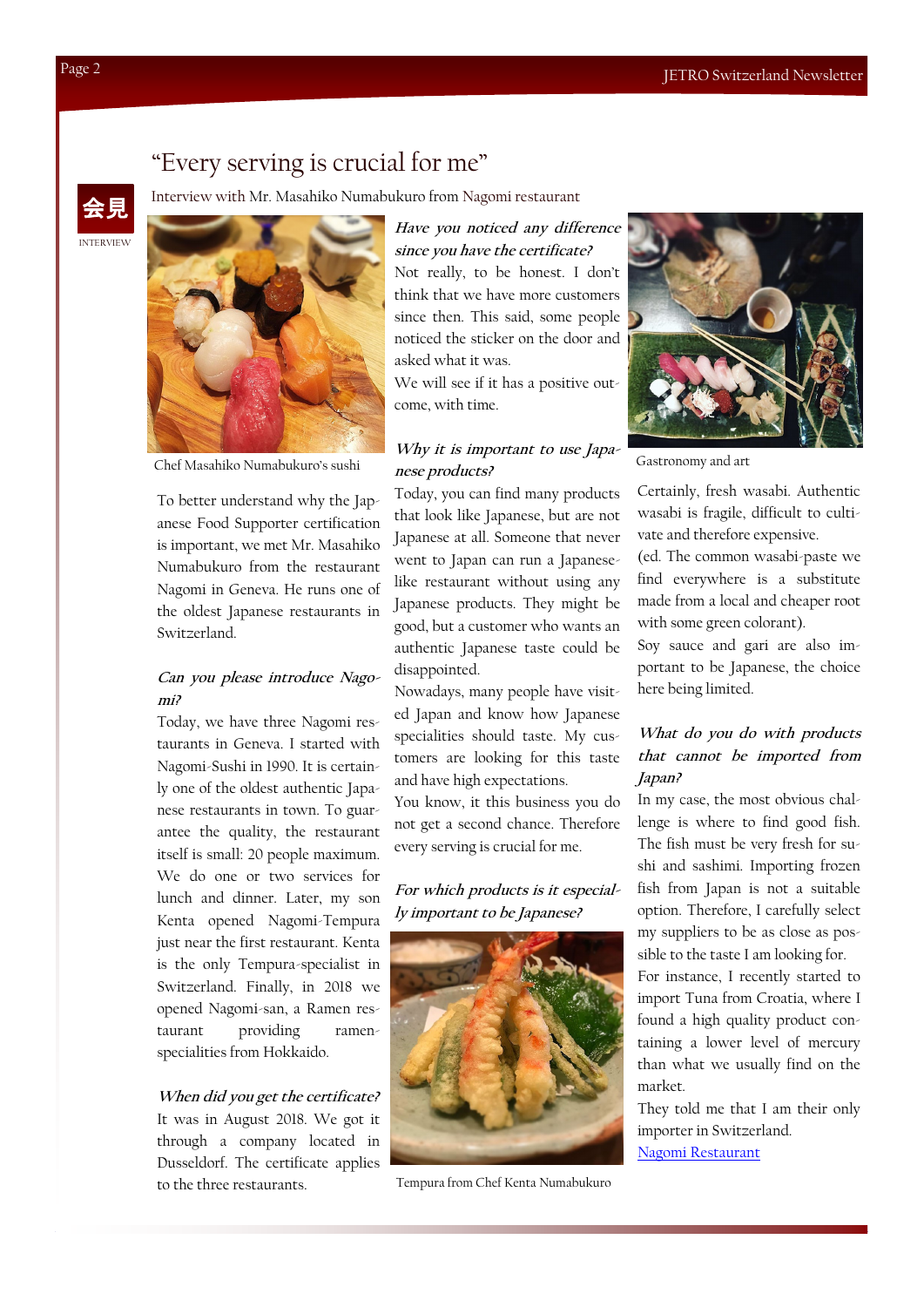# "Every serving is crucial for me"

会見

INTERVIEW

Interview with Mr. Masahiko Numabukuro from Nagomi restaurant

Chef Masahiko Numabukuro's sushi

To better understand why the Japanese Food Supporter certification is important, we met Mr. Masahiko Numabukuro from the restaurant Nagomi in Geneva. He runs one of the oldest Japanese restaurants in Switzerland.

***Can you please introduce Nagomi?***

Today, we have three Nagomi restaurants in Geneva. I started with Nagomi-Sushi in 1990. It is certainly one of the oldest authentic Japanese restaurants in town. To guarantee the quality, the restaurant itself is small: 20 people maximum. We do one or two services for lunch and dinner. Later, my son Kenta opened Nagomi-Tempura just near the first restaurant. Kenta is the only Tempura-specialist in Switzerland. Finally, in 2018 we opened Nagomi-san, a Ramen restaurant providing ramen-specialities from Hokkaido.

***When did you get the certificate?***

It was in August 2018. We got it through a company located in Dusseldorf. The certificate applies to the three restaurants.

***Have you noticed any difference since you have the certificate?***

Not really, to be honest. I don't think that we have more customers since then. This said, some people noticed the sticker on the door and asked what it was.

We will see if it has a positive outcome, with time.

***Why it is important to use Japanese products?***

Today, you can find many products that look like Japanese, but are not Japanese at all. Someone that never went to Japan can run a Japanese-like restaurant without using any Japanese products. They might be good, but a customer who wants an authentic Japanese taste could be disappointed.

Nowadays, many people have visited Japan and know how Japanese specialities should taste. My customers are looking for this taste and have high expectations.

You know, it this business you do not get a second chance. Therefore every serving is crucial for me.

***For which products is it especially important to be Japanese?***

Tempura from Chef Kenta Numabukuro

Gastronomy and art

Certainly, fresh wasabi. Authentic wasabi is fragile, difficult to cultivate and therefore expensive.

(ed. The common wasabi-paste we find everywhere is a substitute made from a local and cheaper root with some green colorant).

Soy sauce and gari are also important to be Japanese, the choice here being limited.

***What do you do with products that cannot be imported from Japan?***

In my case, the most obvious challenge is where to find good fish. The fish must be very fresh for sushi and sashimi. Importing frozen fish from Japan is not a suitable option. Therefore, I carefully select my suppliers to be as close as possible to the taste I am looking for.

For instance, I recently started to import Tuna from Croatia, where I found a high quality product containing a lower level of mercury than what we usually find on the market.

They told me that I am their only importer in Switzerland.

[Nagomi Restaurant]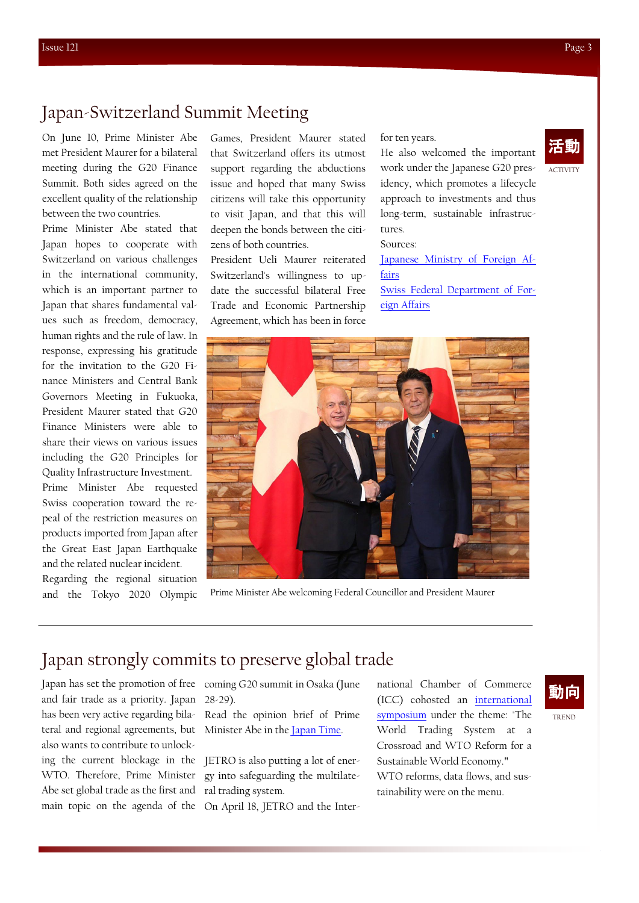# Japan-Switzerland Summit Meeting

活動
ACTIVITY

On June 10, Prime Minister Abe met President Maurer for a bilateral meeting during the G20 Finance Summit. Both sides agreed on the excellent quality of the relationship between the two countries.

Prime Minister Abe stated that Japan hopes to cooperate with Switzerland on various challenges in the international community, which is an important partner to Japan that shares fundamental values such as freedom, democracy, human rights and the rule of law. In response, expressing his gratitude for the invitation to the G20 Finance Ministers and Central Bank Governors Meeting in Fukuoka, President Maurer stated that G20 Finance Ministers were able to share their views on various issues including the G20 Principles for Quality Infrastructure Investment.

Prime Minister Abe requested Swiss cooperation toward the repeal of the restriction measures on products imported from Japan after the Great East Japan Earthquake and the related nuclear incident.

Regarding the regional situation and the Tokyo 2020 Olympic Games, President Maurer stated that Switzerland offers its utmost support regarding the abductions issue and hoped that many Swiss citizens will take this opportunity to visit Japan, and that this will deepen the bonds between the citizens of both countries.

President Ueli Maurer reiterated Switzerland's willingness to update the successful bilateral Free Trade and Economic Partnership Agreement, which has been in force for ten years.

He also welcomed the important work under the Japanese G20 presidency, which promotes a lifecycle approach to investments and thus long-term, sustainable infrastructures.

Sources:

[Japanese Ministry of Foreign Affairs]()

[Swiss Federal Department of Foreign Affairs]()

Prime Minister Abe welcoming Federal Councillor and President Maurer

---

# Japan strongly commits to preserve global trade

動向
TREND

Japan has set the promotion of free and fair trade as a priority. Japan has been very active regarding bilateral and regional agreements, but also wants to contribute to unlocking the current blockage in the WTO. Therefore, Prime Minister Abe set global trade as the first and main topic on the agenda of the coming G20 summit in Osaka (June 28-29).

Read the opinion brief of Prime Minister Abe in the [Japan Time]().

JETRO is also putting a lot of energy into safeguarding the multilateral trading system.

On April 18, JETRO and the International Chamber of Commerce (ICC) cohosted an [international symposium]() under the theme: "The World Trading System at a Crossroad and WTO Reform for a Sustainable World Economy."

WTO reforms, data flows, and sustainability were on the menu.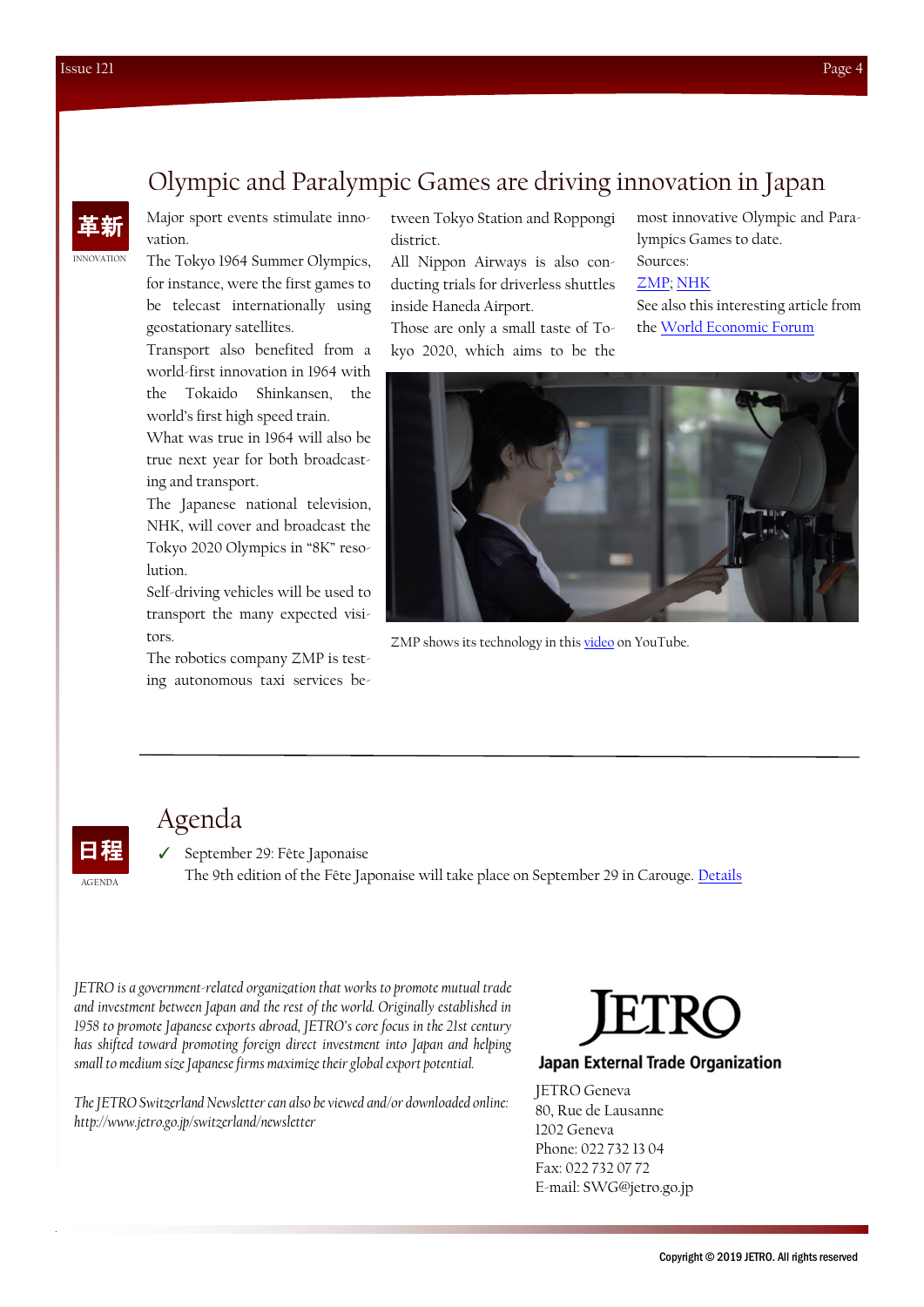# Olympic and Paralympic Games are driving innovation in Japan

革新

INNOVATION

Major sport events stimulate innovation.

The Tokyo 1964 Summer Olympics, for instance, were the first games to be telecast internationally using geostationary satellites.

Transport also benefited from a world-first innovation in 1964 with the Tokaido Shinkansen, the world's first high speed train.

What was true in 1964 will also be true next year for both broadcasting and transport.

The Japanese national television, NHK, will cover and broadcast the Tokyo 2020 Olympics in "8K" resolution.

Self-driving vehicles will be used to transport the many expected visitors.

The robotics company ZMP is testing autonomous taxi services between Tokyo Station and Roppongi district.

All Nippon Airways is also conducting trials for driverless shuttles inside Haneda Airport.

Those are only a small taste of Tokyo 2020, which aims to be the most innovative Olympic and Paralympics Games to date.

Sources:

ZMP; NHK

See also this interesting article from the World Economic Forum

ZMP shows its technology in this video on YouTube.

# Agenda

日程

AGENDA

- ✓ September 29: Fête Japonaise
  The 9th edition of the Fête Japonaise will take place on September 29 in Carouge. Details

*JETRO is a government-related organization that works to promote mutual trade and investment between Japan and the rest of the world. Originally established in 1958 to promote Japanese exports abroad, JETRO's core focus in the 21st century has shifted toward promoting foreign direct investment into Japan and helping small to medium size Japanese firms maximize their global export potential.*

*The JETRO Switzerland Newsletter can also be viewed and/or downloaded online: http://www.jetro.go.jp/switzerland/newsletter*

JETRO

**Japan External Trade Organization**

JETRO Geneva
80, Rue de Lausanne
1202 Geneva
Phone: 022 732 13 04
Fax: 022 732 07 72
E-mail: SWG@jetro.go.jp

Copyright © 2019 JETRO. All rights reserved